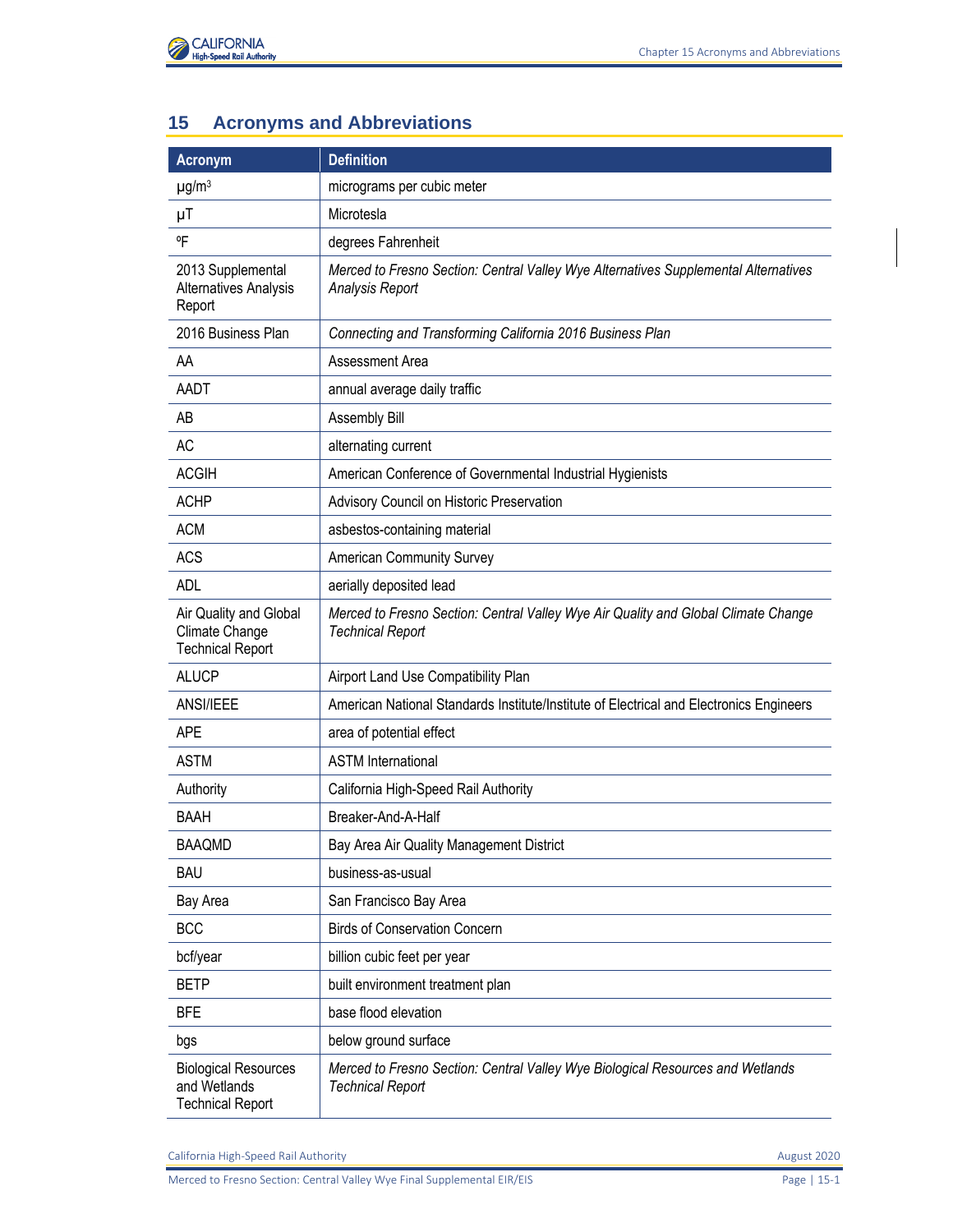## 15 Acronyms and Abbreviations

| Acronym | Definition |
|---|---|
| μg/m$^3$ | micrograms per cubic meter |
| μT | Microtesla |
| ºF | degrees Fahrenheit |
| 2013 Supplemental Alternatives Analysis Report | *Merced to Fresno Section: Central Valley Wye Alternatives Supplemental Alternatives Analysis Report* |
| 2016 Business Plan | *Connecting and Transforming California 2016 Business Plan* |
| AA | Assessment Area |
| AADT | annual average daily traffic |
| AB | Assembly Bill |
| AC | alternating current |
| ACGIH | American Conference of Governmental Industrial Hygienists |
| ACHP | Advisory Council on Historic Preservation |
| ACM | asbestos-containing material |
| ACS | American Community Survey |
| ADL | aerially deposited lead |
| Air Quality and Global Climate Change Technical Report | *Merced to Fresno Section: Central Valley Wye Air Quality and Global Climate Change Technical Report* |
| ALUCP | Airport Land Use Compatibility Plan |
| ANSI/IEEE | American National Standards Institute/Institute of Electrical and Electronics Engineers |
| APE | area of potential effect |
| ASTM | ASTM International |
| Authority | California High-Speed Rail Authority |
| BAAH | Breaker-And-A-Half |
| BAAQMD | Bay Area Air Quality Management District |
| BAU | business-as-usual |
| Bay Area | San Francisco Bay Area |
| BCC | Birds of Conservation Concern |
| bcf/year | billion cubic feet per year |
| BETP | built environment treatment plan |
| BFE | base flood elevation |
| bgs | below ground surface |
| Biological Resources and Wetlands Technical Report | *Merced to Fresno Section: Central Valley Wye Biological Resources and Wetlands Technical Report* |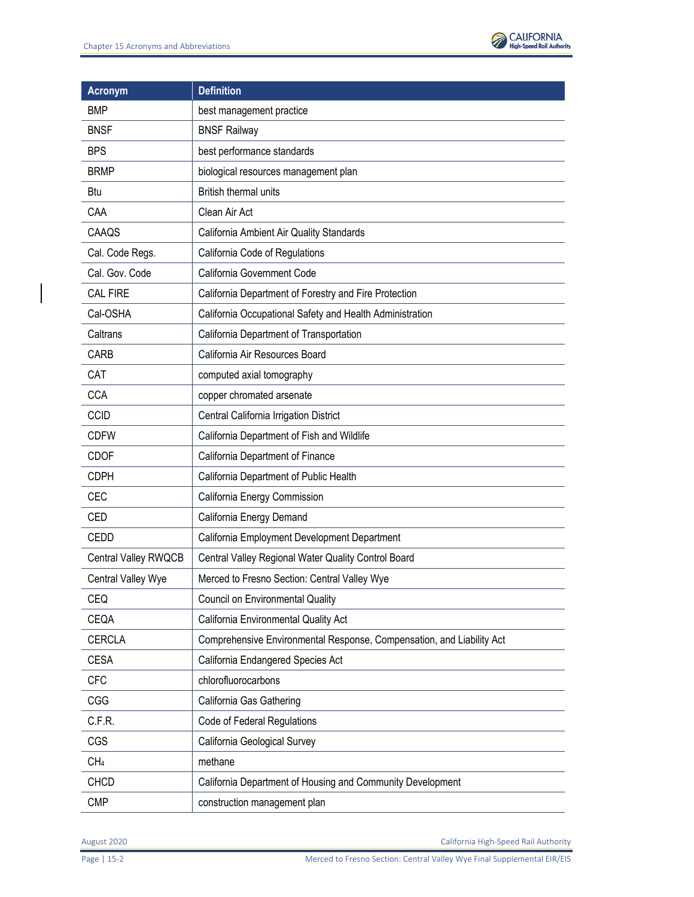| Acronym | Definition |
| --- | --- |
| BMP | best management practice |
| BNSF | BNSF Railway |
| BPS | best performance standards |
| BRMP | biological resources management plan |
| Btu | British thermal units |
| CAA | Clean Air Act |
| CAAQS | California Ambient Air Quality Standards |
| Cal. Code Regs. | California Code of Regulations |
| Cal. Gov. Code | California Government Code |
| CAL FIRE | California Department of Forestry and Fire Protection |
| Cal-OSHA | California Occupational Safety and Health Administration |
| Caltrans | California Department of Transportation |
| CARB | California Air Resources Board |
| CAT | computed axial tomography |
| CCA | copper chromated arsenate |
| CCID | Central California Irrigation District |
| CDFW | California Department of Fish and Wildlife |
| CDOF | California Department of Finance |
| CDPH | California Department of Public Health |
| CEC | California Energy Commission |
| CED | California Energy Demand |
| CEDD | California Employment Development Department |
| Central Valley RWQCB | Central Valley Regional Water Quality Control Board |
| Central Valley Wye | Merced to Fresno Section: Central Valley Wye |
| CEQ | Council on Environmental Quality |
| CEQA | California Environmental Quality Act |
| CERCLA | Comprehensive Environmental Response, Compensation, and Liability Act |
| CESA | California Endangered Species Act |
| CFC | chlorofluorocarbons |
| CGG | California Gas Gathering |
| C.F.R. | Code of Federal Regulations |
| CGS | California Geological Survey |
| $CH_4$ | methane |
| CHCD | California Department of Housing and Community Development |
| CMP | construction management plan |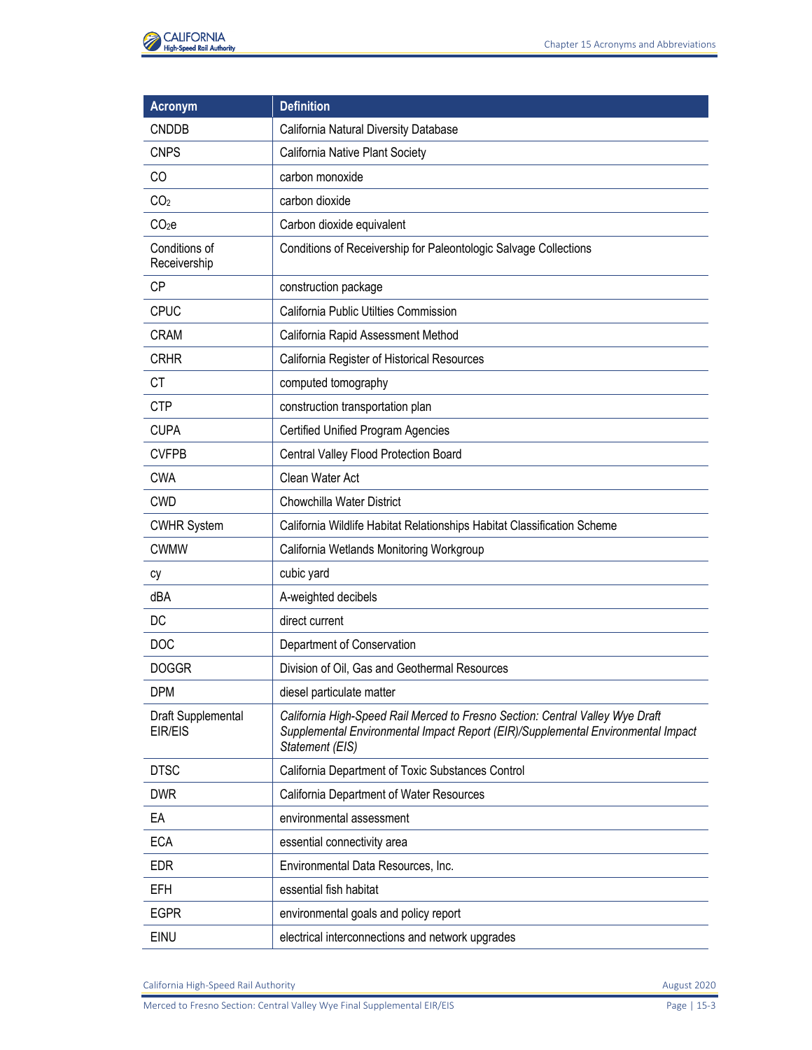| Acronym | Definition |
|---|---|
| CNDDB | California Natural Diversity Database |
| CNPS | California Native Plant Society |
| CO | carbon monoxide |
| $CO_2$ | carbon dioxide |
| $CO_2e$ | Carbon dioxide equivalent |
| Conditions of Receivership | Conditions of Receivership for Paleontologic Salvage Collections |
| CP | construction package |
| CPUC | California Public Utilties Commission |
| CRAM | California Rapid Assessment Method |
| CRHR | California Register of Historical Resources |
| CT | computed tomography |
| CTP | construction transportation plan |
| CUPA | Certified Unified Program Agencies |
| CVFPB | Central Valley Flood Protection Board |
| CWA | Clean Water Act |
| CWD | Chowchilla Water District |
| CWHR System | California Wildlife Habitat Relationships Habitat Classification Scheme |
| CWMW | California Wetlands Monitoring Workgroup |
| cy | cubic yard |
| dBA | A-weighted decibels |
| DC | direct current |
| DOC | Department of Conservation |
| DOGGR | Division of Oil, Gas and Geothermal Resources |
| DPM | diesel particulate matter |
| Draft Supplemental EIR/EIS | *California High-Speed Rail Merced to Fresno Section: Central Valley Wye Draft Supplemental Environmental Impact Report (EIR)/Supplemental Environmental Impact Statement (EIS)* |
| DTSC | California Department of Toxic Substances Control |
| DWR | California Department of Water Resources |
| EA | environmental assessment |
| ECA | essential connectivity area |
| EDR | Environmental Data Resources, Inc. |
| EFH | essential fish habitat |
| EGPR | environmental goals and policy report |
| EINU | electrical interconnections and network upgrades |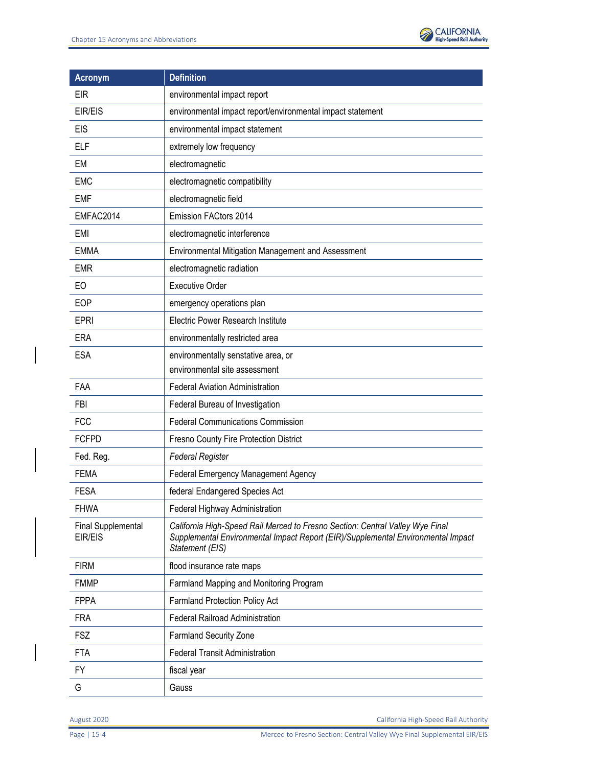| Acronym | Definition |
| --- | --- |
| EIR | environmental impact report |
| EIR/EIS | environmental impact report/environmental impact statement |
| EIS | environmental impact statement |
| ELF | extremely low frequency |
| EM | electromagnetic |
| EMC | electromagnetic compatibility |
| EMF | electromagnetic field |
| EMFAC2014 | Emission FACtors 2014 |
| EMI | electromagnetic interference |
| EMMA | Environmental Mitigation Management and Assessment |
| EMR | electromagnetic radiation |
| EO | Executive Order |
| EOP | emergency operations plan |
| EPRI | Electric Power Research Institute |
| ERA | environmentally restricted area |
| ESA | environmentally senstative area, or<br>environmental site assessment |
| FAA | Federal Aviation Administration |
| FBI | Federal Bureau of Investigation |
| FCC | Federal Communications Commission |
| FCFPD | Fresno County Fire Protection District |
| Fed. Reg. | *Federal Register* |
| FEMA | Federal Emergency Management Agency |
| FESA | federal Endangered Species Act |
| FHWA | Federal Highway Administration |
| Final Supplemental EIR/EIS | *California High-Speed Rail Merced to Fresno Section: Central Valley Wye Final Supplemental Environmental Impact Report (EIR)/Supplemental Environmental Impact Statement (EIS)* |
| FIRM | flood insurance rate maps |
| FMMP | Farmland Mapping and Monitoring Program |
| FPPA | Farmland Protection Policy Act |
| FRA | Federal Railroad Administration |
| FSZ | Farmland Security Zone |
| FTA | Federal Transit Administration |
| FY | fiscal year |
| G | Gauss |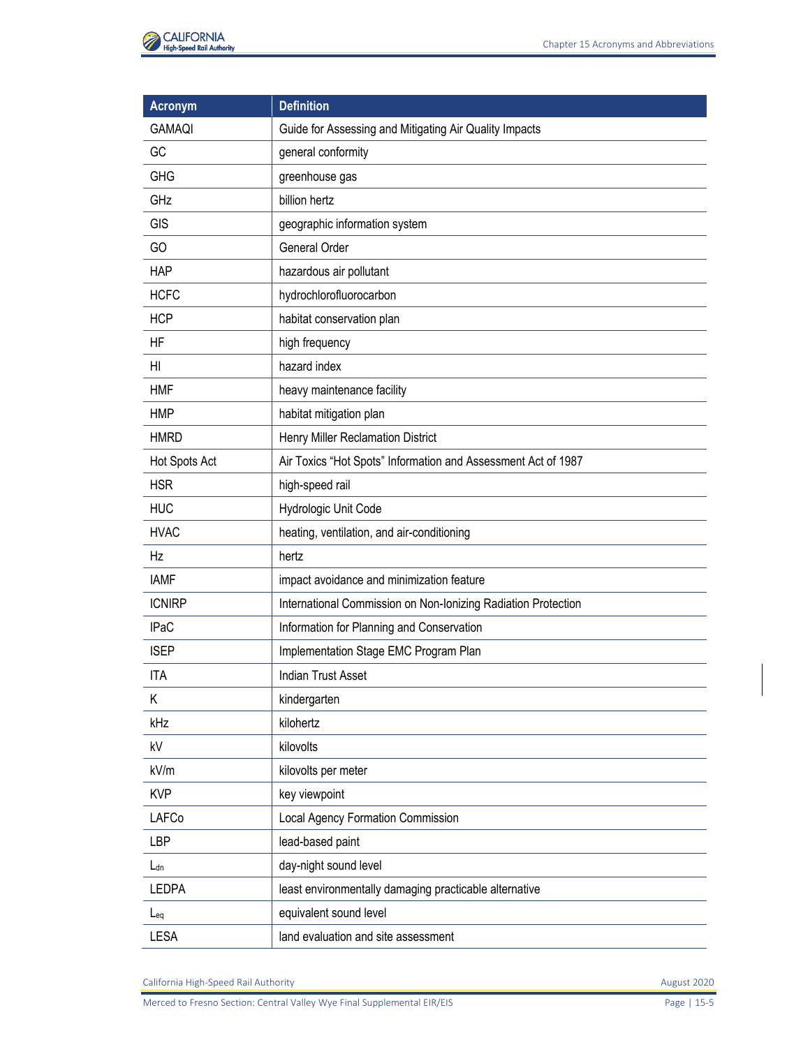| Acronym | Definition |
|---|---|
| GAMAQI | Guide for Assessing and Mitigating Air Quality Impacts |
| GC | general conformity |
| GHG | greenhouse gas |
| GHz | billion hertz |
| GIS | geographic information system |
| GO | General Order |
| HAP | hazardous air pollutant |
| HCFC | hydrochlorofluorocarbon |
| HCP | habitat conservation plan |
| HF | high frequency |
| HI | hazard index |
| HMF | heavy maintenance facility |
| HMP | habitat mitigation plan |
| HMRD | Henry Miller Reclamation District |
| Hot Spots Act | Air Toxics "Hot Spots" Information and Assessment Act of 1987 |
| HSR | high-speed rail |
| HUC | Hydrologic Unit Code |
| HVAC | heating, ventilation, and air-conditioning |
| Hz | hertz |
| IAMF | impact avoidance and minimization feature |
| ICNIRP | International Commission on Non-Ionizing Radiation Protection |
| IPaC | Information for Planning and Conservation |
| ISEP | Implementation Stage EMC Program Plan |
| ITA | Indian Trust Asset |
| K | kindergarten |
| kHz | kilohertz |
| kV | kilovolts |
| kV/m | kilovolts per meter |
| KVP | key viewpoint |
| LAFCo | Local Agency Formation Commission |
| LBP | lead-based paint |
| $L_{dn}$ | day-night sound level |
| LEDPA | least environmentally damaging practicable alternative |
| $L_{eq}$ | equivalent sound level |
| LESA | land evaluation and site assessment |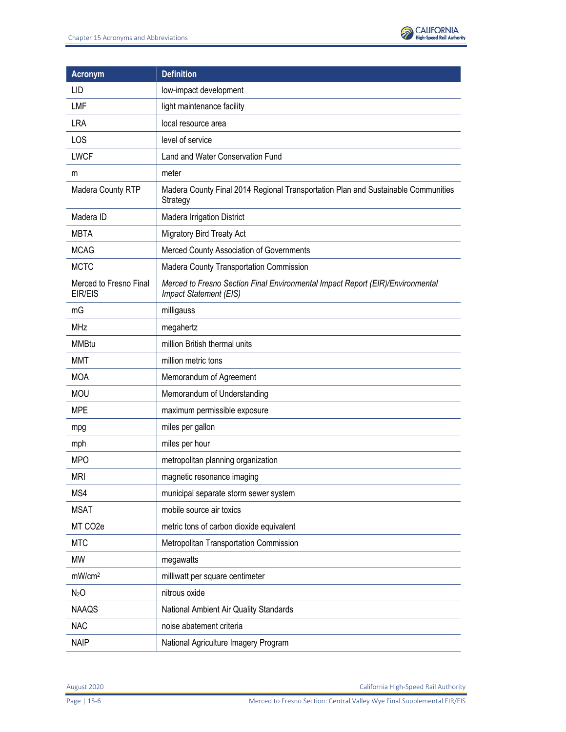| Acronym | Definition |
|---|---|
| LID | low-impact development |
| LMF | light maintenance facility |
| LRA | local resource area |
| LOS | level of service |
| LWCF | Land and Water Conservation Fund |
| m | meter |
| Madera County RTP | Madera County Final 2014 Regional Transportation Plan and Sustainable Communities Strategy |
| Madera ID | Madera Irrigation District |
| MBTA | Migratory Bird Treaty Act |
| MCAG | Merced County Association of Governments |
| MCTC | Madera County Transportation Commission |
| Merced to Fresno Final EIR/EIS | *Merced to Fresno Section Final Environmental Impact Report (EIR)/Environmental Impact Statement (EIS)* |
| mG | milligauss |
| MHz | megahertz |
| MMBtu | million British thermal units |
| MMT | million metric tons |
| MOA | Memorandum of Agreement |
| MOU | Memorandum of Understanding |
| MPE | maximum permissible exposure |
| mpg | miles per gallon |
| mph | miles per hour |
| MPO | metropolitan planning organization |
| MRI | magnetic resonance imaging |
| MS4 | municipal separate storm sewer system |
| MSAT | mobile source air toxics |
| MT CO2e | metric tons of carbon dioxide equivalent |
| MTC | Metropolitan Transportation Commission |
| MW | megawatts |
| $mW/cm^2$ | milliwatt per square centimeter |
| $N_2O$ | nitrous oxide |
| NAAQS | National Ambient Air Quality Standards |
| NAC | noise abatement criteria |
| NAIP | National Agriculture Imagery Program |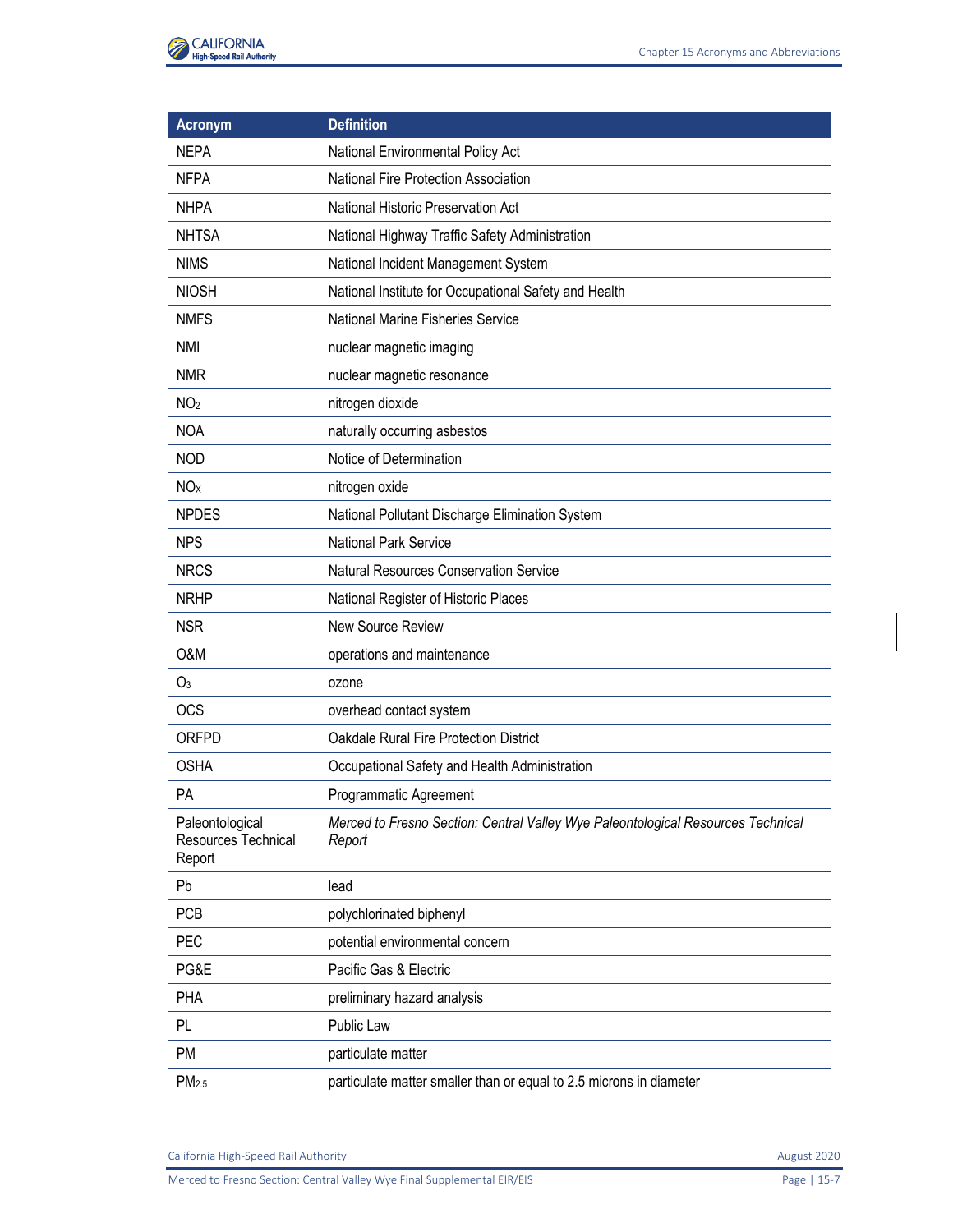| Acronym | Definition |
| --- | --- |
| NEPA | National Environmental Policy Act |
| NFPA | National Fire Protection Association |
| NHPA | National Historic Preservation Act |
| NHTSA | National Highway Traffic Safety Administration |
| NIMS | National Incident Management System |
| NIOSH | National Institute for Occupational Safety and Health |
| NMFS | National Marine Fisheries Service |
| NMI | nuclear magnetic imaging |
| NMR | nuclear magnetic resonance |
| $NO_2$ | nitrogen dioxide |
| NOA | naturally occurring asbestos |
| NOD | Notice of Determination |
| $NO_X$ | nitrogen oxide |
| NPDES | National Pollutant Discharge Elimination System |
| NPS | National Park Service |
| NRCS | Natural Resources Conservation Service |
| NRHP | National Register of Historic Places |
| NSR | New Source Review |
| O&M | operations and maintenance |
| $O_3$ | ozone |
| OCS | overhead contact system |
| ORFPD | Oakdale Rural Fire Protection District |
| OSHA | Occupational Safety and Health Administration |
| PA | Programmatic Agreement |
| Paleontological Resources Technical Report | *Merced to Fresno Section: Central Valley Wye Paleontological Resources Technical Report* |
| Pb | lead |
| PCB | polychlorinated biphenyl |
| PEC | potential environmental concern |
| PG&E | Pacific Gas & Electric |
| PHA | preliminary hazard analysis |
| PL | Public Law |
| PM | particulate matter |
| $PM_{2.5}$ | particulate matter smaller than or equal to 2.5 microns in diameter |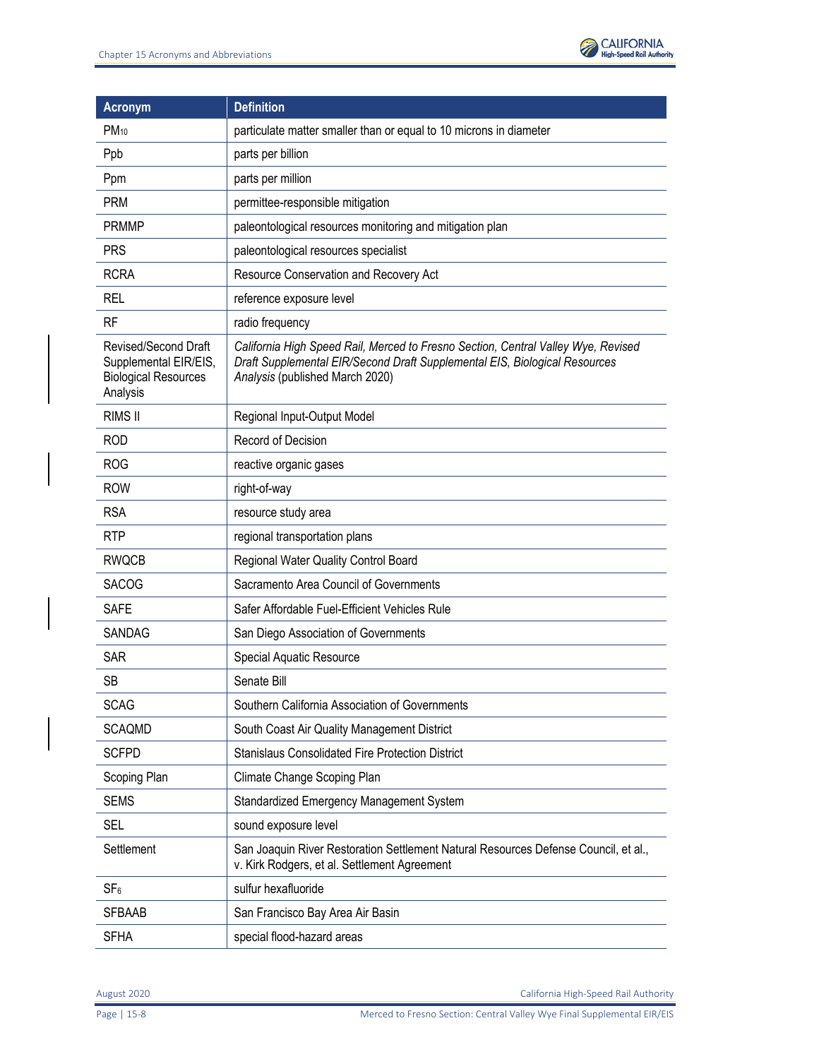| Acronym | Definition |
| --- | --- |
| $PM_{10}$ | particulate matter smaller than or equal to 10 microns in diameter |
| Ppb | parts per billion |
| Ppm | parts per million |
| PRM | permittee-responsible mitigation |
| PRMMP | paleontological resources monitoring and mitigation plan |
| PRS | paleontological resources specialist |
| RCRA | Resource Conservation and Recovery Act |
| REL | reference exposure level |
| RF | radio frequency |
| Revised/Second Draft Supplemental EIR/EIS, Biological Resources Analysis | *California High Speed Rail, Merced to Fresno Section, Central Valley Wye, Revised Draft Supplemental EIR/Second Draft Supplemental EIS, Biological Resources Analysis* (published March 2020) |
| RIMS II | Regional Input-Output Model |
| ROD | Record of Decision |
| ROG | reactive organic gases |
| ROW | right-of-way |
| RSA | resource study area |
| RTP | regional transportation plans |
| RWQCB | Regional Water Quality Control Board |
| SACOG | Sacramento Area Council of Governments |
| SAFE | Safer Affordable Fuel-Efficient Vehicles Rule |
| SANDAG | San Diego Association of Governments |
| SAR | Special Aquatic Resource |
| SB | Senate Bill |
| SCAG | Southern California Association of Governments |
| SCAQMD | South Coast Air Quality Management District |
| SCFPD | Stanislaus Consolidated Fire Protection District |
| Scoping Plan | Climate Change Scoping Plan |
| SEMS | Standardized Emergency Management System |
| SEL | sound exposure level |
| Settlement | San Joaquin River Restoration Settlement Natural Resources Defense Council, et al., v. Kirk Rodgers, et al. Settlement Agreement |
| $SF_6$ | sulfur hexafluoride |
| SFBAAB | San Francisco Bay Area Air Basin |
| SFHA | special flood-hazard areas |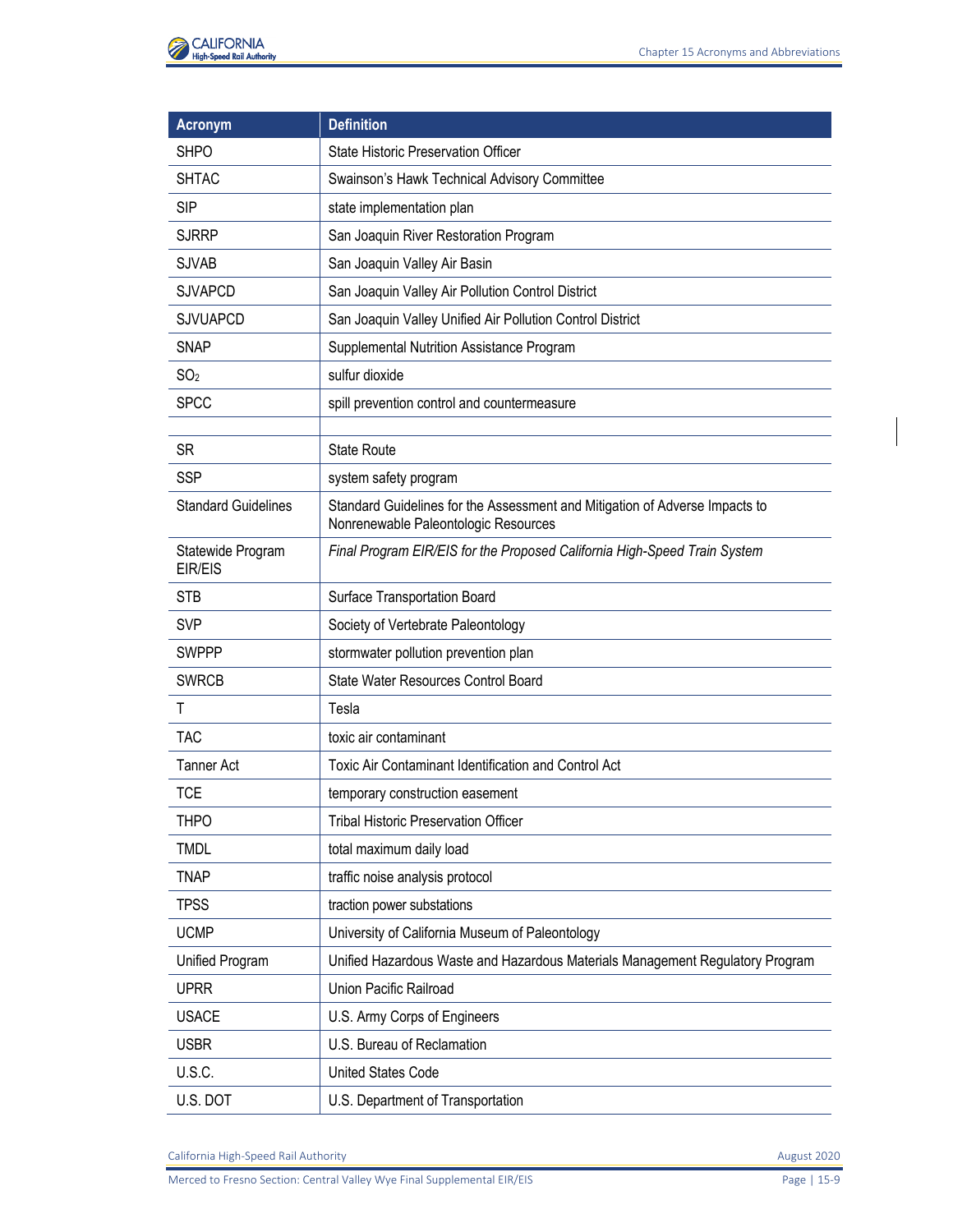| Acronym | Definition |
|---|---|
| SHPO | State Historic Preservation Officer |
| SHTAC | Swainson's Hawk Technical Advisory Committee |
| SIP | state implementation plan |
| SJRRP | San Joaquin River Restoration Program |
| SJVAB | San Joaquin Valley Air Basin |
| SJVAPCD | San Joaquin Valley Air Pollution Control District |
| SJVUAPCD | San Joaquin Valley Unified Air Pollution Control District |
| SNAP | Supplemental Nutrition Assistance Program |
| $SO_2$ | sulfur dioxide |
| SPCC | spill prevention control and countermeasure |
| | |
| SR | State Route |
| SSP | system safety program |
| Standard Guidelines | Standard Guidelines for the Assessment and Mitigation of Adverse Impacts to Nonrenewable Paleontologic Resources |
| Statewide Program EIR/EIS | *Final Program EIR/EIS for the Proposed California High-Speed Train System* |
| STB | Surface Transportation Board |
| SVP | Society of Vertebrate Paleontology |
| SWPPP | stormwater pollution prevention plan |
| SWRCB | State Water Resources Control Board |
| T | Tesla |
| TAC | toxic air contaminant |
| Tanner Act | Toxic Air Contaminant Identification and Control Act |
| TCE | temporary construction easement |
| THPO | Tribal Historic Preservation Officer |
| TMDL | total maximum daily load |
| TNAP | traffic noise analysis protocol |
| TPSS | traction power substations |
| UCMP | University of California Museum of Paleontology |
| Unified Program | Unified Hazardous Waste and Hazardous Materials Management Regulatory Program |
| UPRR | Union Pacific Railroad |
| USACE | U.S. Army Corps of Engineers |
| USBR | U.S. Bureau of Reclamation |
| U.S.C. | United States Code |
| U.S. DOT | U.S. Department of Transportation |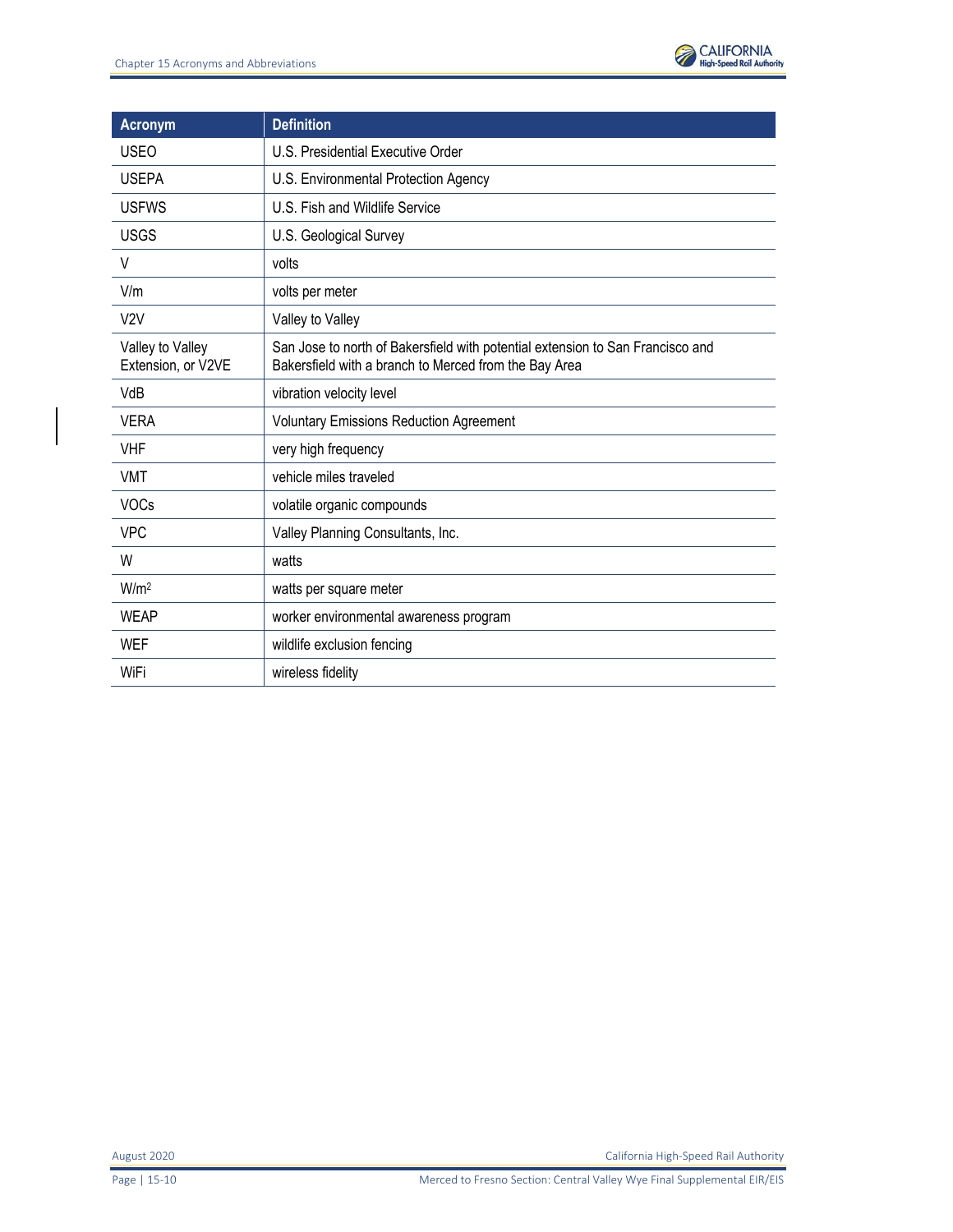| Acronym | Definition |
| --- | --- |
| USEO | U.S. Presidential Executive Order |
| USEPA | U.S. Environmental Protection Agency |
| USFWS | U.S. Fish and Wildlife Service |
| USGS | U.S. Geological Survey |
| V | volts |
| V/m | volts per meter |
| V2V | Valley to Valley |
| Valley to Valley Extension, or V2VE | San Jose to north of Bakersfield with potential extension to San Francisco and Bakersfield with a branch to Merced from the Bay Area |
| VdB | vibration velocity level |
| VERA | Voluntary Emissions Reduction Agreement |
| VHF | very high frequency |
| VMT | vehicle miles traveled |
| VOCs | volatile organic compounds |
| VPC | Valley Planning Consultants, Inc. |
| W | watts |
| $W/m^2$ | watts per square meter |
| WEAP | worker environmental awareness program |
| WEF | wildlife exclusion fencing |
| WiFi | wireless fidelity |